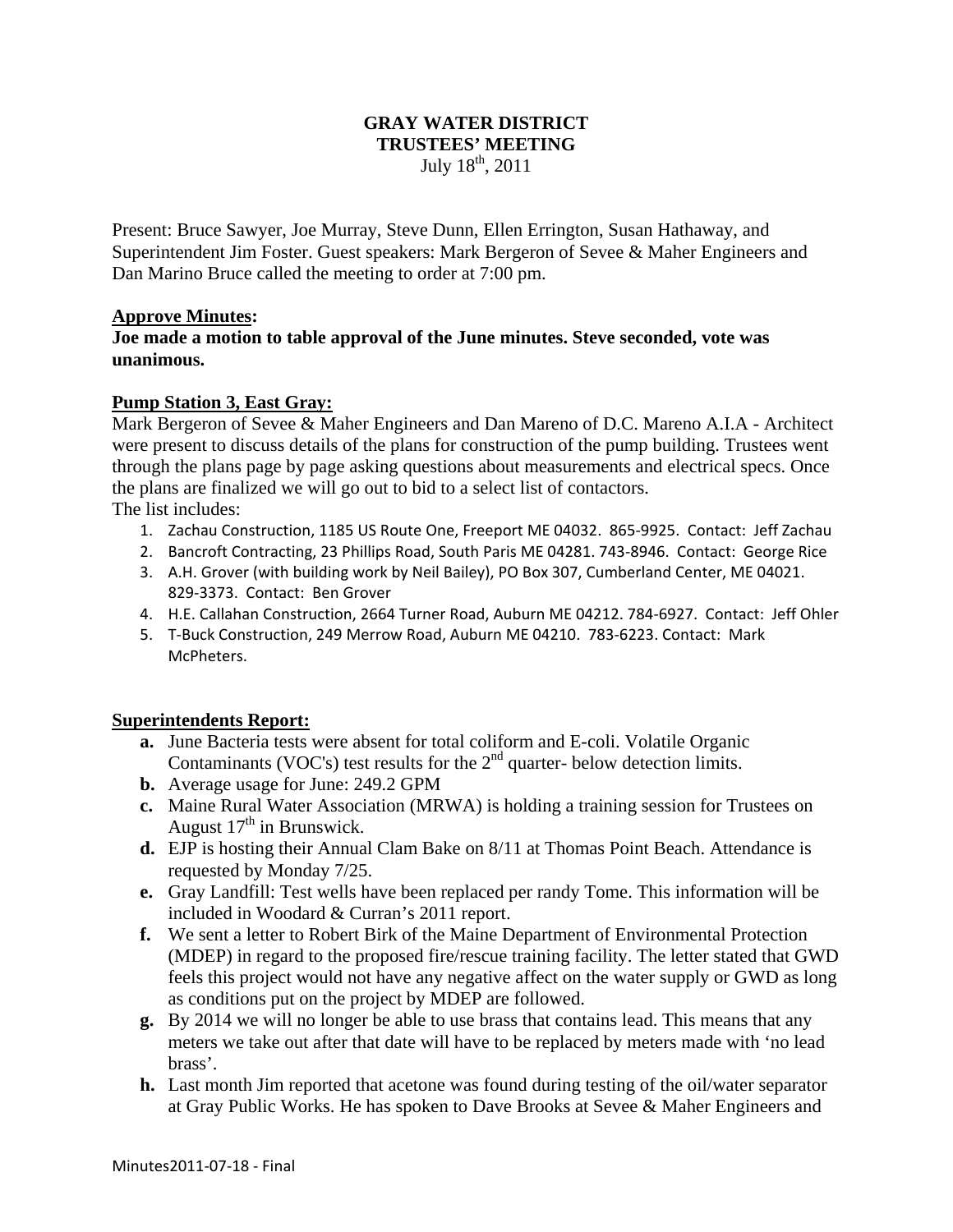# GRAY WATER DISTRICT
## TRUSTEES' MEETING
July 18th, 2011

Present: Bruce Sawyer, Joe Murray, Steve Dunn, Ellen Errington, Susan Hathaway, and Superintendent Jim Foster. Guest speakers: Mark Bergeron of Sevee & Maher Engineers and Dan Marino Bruce called the meeting to order at 7:00 pm.

**Approve Minutes:**

**Joe made a motion to table approval of the June minutes. Steve seconded, vote was unanimous.**

**Pump Station 3, East Gray:**

Mark Bergeron of Sevee & Maher Engineers and Dan Mareno of D.C. Mareno A.I.A - Architect were present to discuss details of the plans for construction of the pump building. Trustees went through the plans page by page asking questions about measurements and electrical specs. Once the plans are finalized we will go out to bid to a select list of contactors.

The list includes:

1. Zachau Construction, 1185 US Route One, Freeport ME 04032. 865-9925. Contact: Jeff Zachau
2. Bancroft Contracting, 23 Phillips Road, South Paris ME 04281. 743-8946. Contact: George Rice
3. A.H. Grover (with building work by Neil Bailey), PO Box 307, Cumberland Center, ME 04021. 829-3373. Contact: Ben Grover
4. H.E. Callahan Construction, 2664 Turner Road, Auburn ME 04212. 784-6927. Contact: Jeff Ohler
5. T-Buck Construction, 249 Merrow Road, Auburn ME 04210. 783-6223. Contact: Mark McPheters.

**Superintendents Report:**

- **a.** June Bacteria tests were absent for total coliform and E-coli. Volatile Organic Contaminants (VOC's) test results for the 2nd quarter- below detection limits.
- **b.** Average usage for June: 249.2 GPM
- **c.** Maine Rural Water Association (MRWA) is holding a training session for Trustees on August 17th in Brunswick.
- **d.** EJP is hosting their Annual Clam Bake on 8/11 at Thomas Point Beach. Attendance is requested by Monday 7/25.
- **e.** Gray Landfill: Test wells have been replaced per randy Tome. This information will be included in Woodard & Curran's 2011 report.
- **f.** We sent a letter to Robert Birk of the Maine Department of Environmental Protection (MDEP) in regard to the proposed fire/rescue training facility. The letter stated that GWD feels this project would not have any negative affect on the water supply or GWD as long as conditions put on the project by MDEP are followed.
- **g.** By 2014 we will no longer be able to use brass that contains lead. This means that any meters we take out after that date will have to be replaced by meters made with 'no lead brass'.
- **h.** Last month Jim reported that acetone was found during testing of the oil/water separator at Gray Public Works. He has spoken to Dave Brooks at Sevee & Maher Engineers and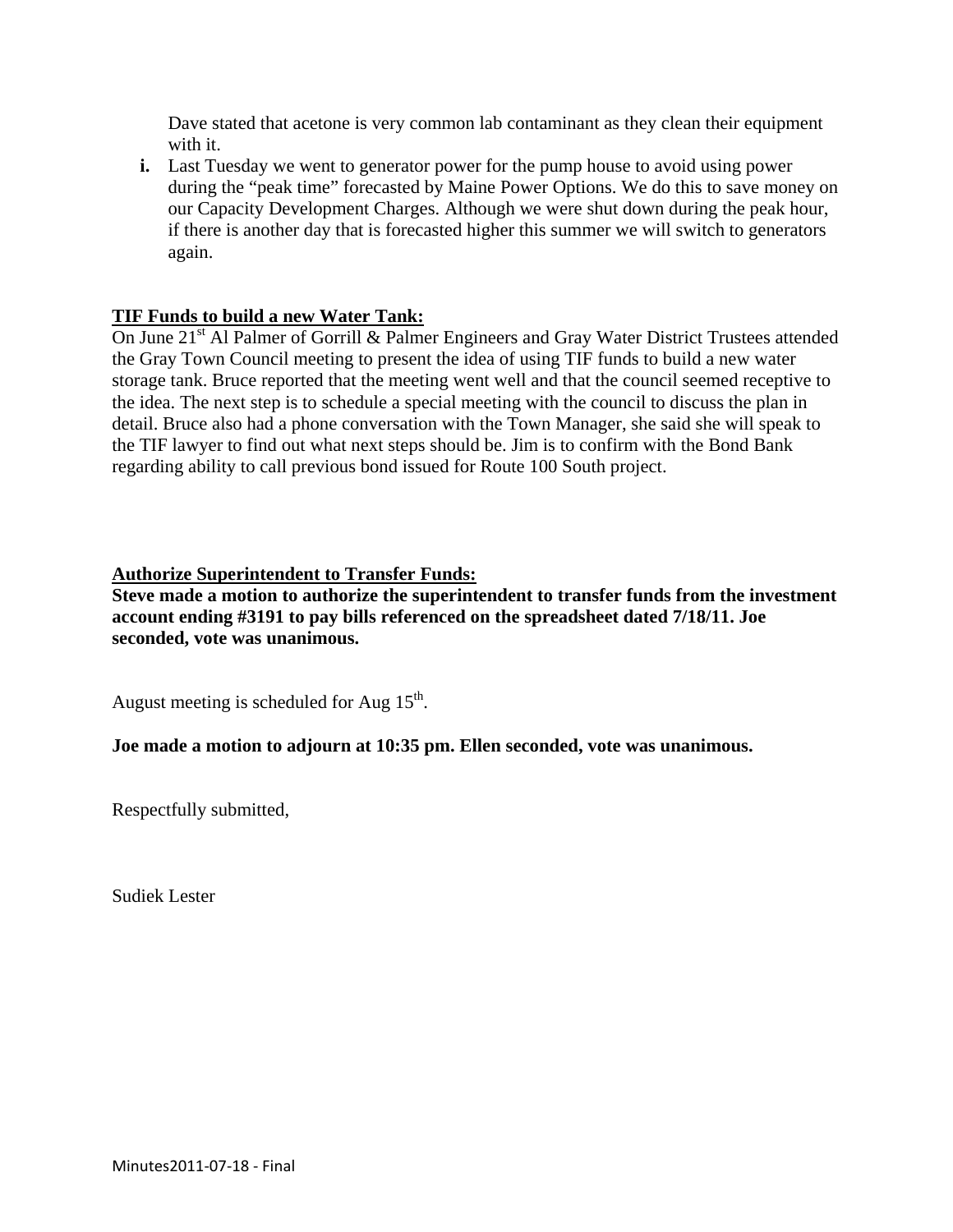Dave stated that acetone is very common lab contaminant as they clean their equipment with it.

i. Last Tuesday we went to generator power for the pump house to avoid using power during the "peak time" forecasted by Maine Power Options. We do this to save money on our Capacity Development Charges. Although we were shut down during the peak hour, if there is another day that is forecasted higher this summer we will switch to generators again.

**TIF Funds to build a new Water Tank:**

On June 21st Al Palmer of Gorrill & Palmer Engineers and Gray Water District Trustees attended the Gray Town Council meeting to present the idea of using TIF funds to build a new water storage tank. Bruce reported that the meeting went well and that the council seemed receptive to the idea. The next step is to schedule a special meeting with the council to discuss the plan in detail. Bruce also had a phone conversation with the Town Manager, she said she will speak to the TIF lawyer to find out what next steps should be. Jim is to confirm with the Bond Bank regarding ability to call previous bond issued for Route 100 South project.

**Authorize Superintendent to Transfer Funds:**

**Steve made a motion to authorize the superintendent to transfer funds from the investment account ending #3191 to pay bills referenced on the spreadsheet dated 7/18/11. Joe seconded, vote was unanimous.**

August meeting is scheduled for Aug 15th.

**Joe made a motion to adjourn at 10:35 pm. Ellen seconded, vote was unanimous.**

Respectfully submitted,

Sudiek Lester